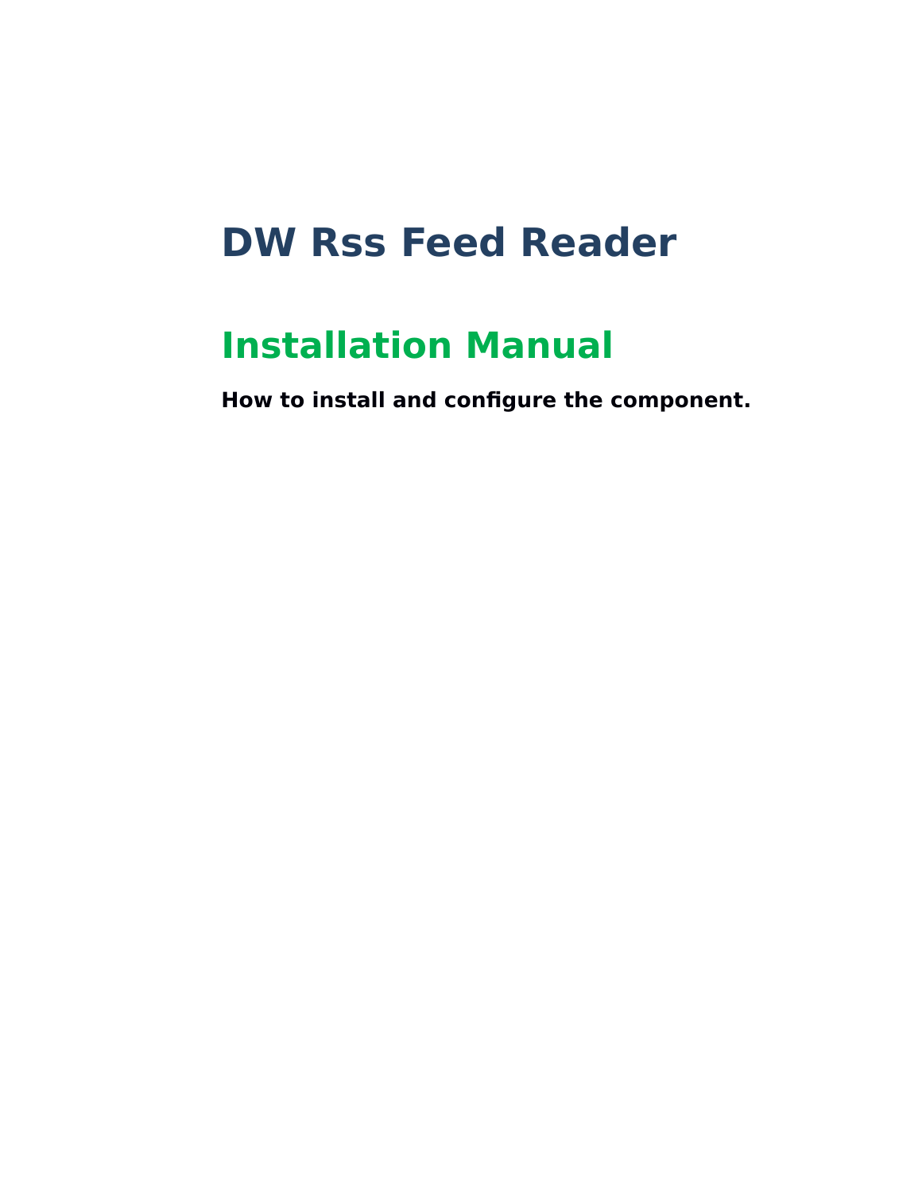# DW Rss Feed Reader

## Installation Manual

**How to install and configure the component.**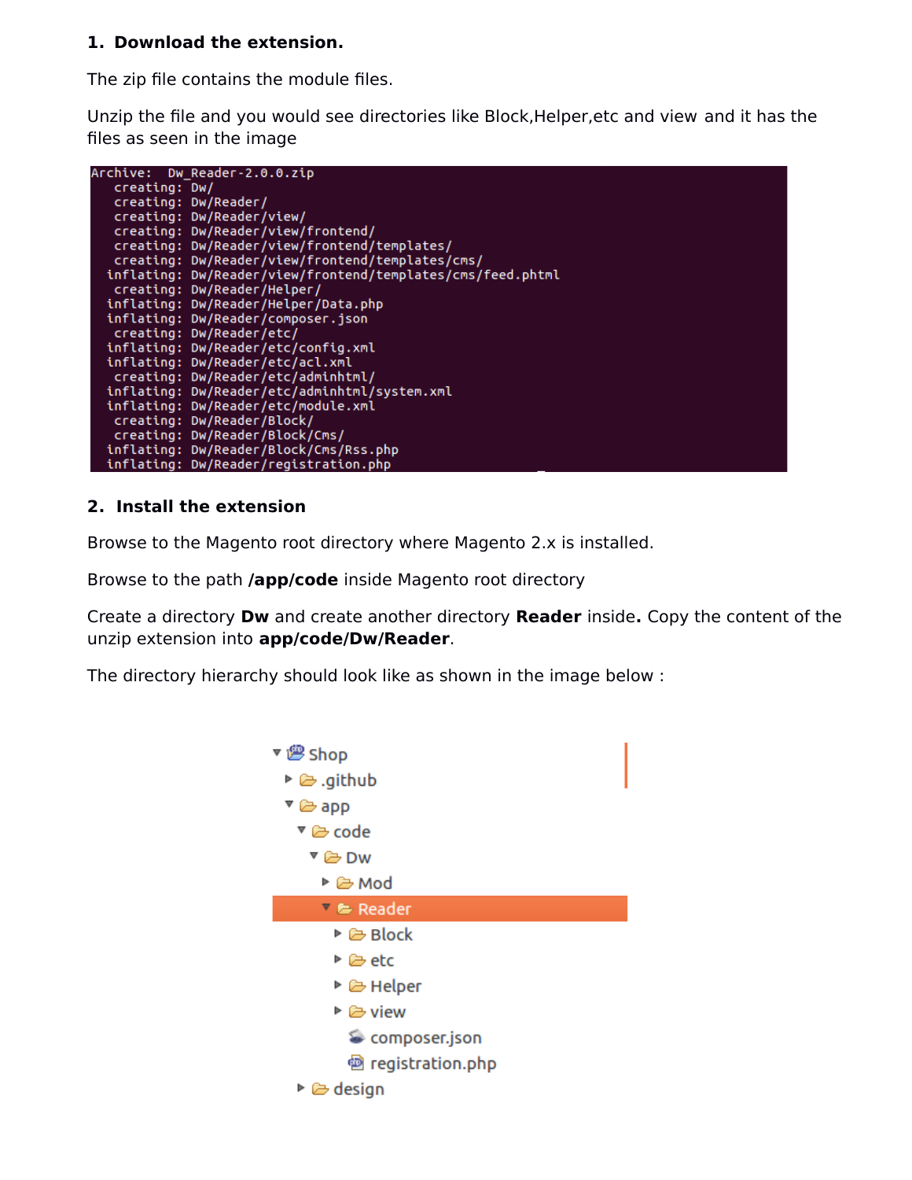**1. Download the extension.**

The zip file contains the module files.

Unzip the file and you would see directories like Block,Helper,etc and view and it has the files as seen in the image

```
Archive:  Dw_Reader-2.0.0.zip
   creating: Dw/
   creating: Dw/Reader/
   creating: Dw/Reader/view/
   creating: Dw/Reader/view/frontend/
   creating: Dw/Reader/view/frontend/templates/
   creating: Dw/Reader/view/frontend/templates/cms/
  inflating: Dw/Reader/view/frontend/templates/cms/feed.phtml
   creating: Dw/Reader/Helper/
  inflating: Dw/Reader/Helper/Data.php
  inflating: Dw/Reader/composer.json
   creating: Dw/Reader/etc/
  inflating: Dw/Reader/etc/config.xml
  inflating: Dw/Reader/etc/acl.xml
   creating: Dw/Reader/etc/adminhtml/
  inflating: Dw/Reader/etc/adminhtml/system.xml
  inflating: Dw/Reader/etc/module.xml
   creating: Dw/Reader/Block/
   creating: Dw/Reader/Block/Cms/
  inflating: Dw/Reader/Block/Cms/Rss.php
  inflating: Dw/Reader/registration.php
```

**2. Install the extension**

Browse to the Magento root directory where Magento 2.x is installed.

Browse to the path **/app/code** inside Magento root directory

Create a directory **Dw** and create another directory **Reader** inside**.** Copy the content of the unzip extension into **app/code/Dw/Reader**.

The directory hierarchy should look like as shown in the image below :

```
Shop
  .github
  app
    code
      Dw
        Mod
        Reader
          Block
          etc
          Helper
          view
          composer.json
          registration.php
    design
```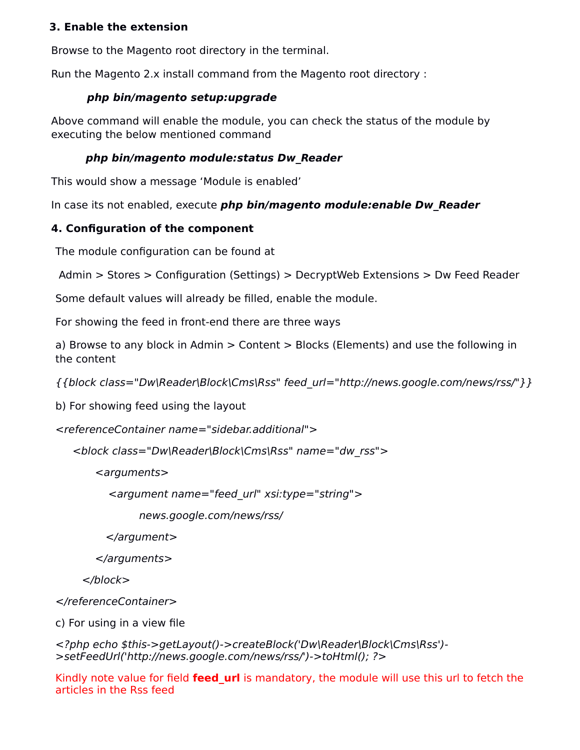### 3. Enable the extension

Browse to the Magento root directory in the terminal.

Run the Magento 2.x install command from the Magento root directory :

***php bin/magento setup:upgrade***

Above command will enable the module, you can check the status of the module by executing the below mentioned command

***php bin/magento module:status Dw_Reader***

This would show a message ‘Module is enabled’

In case its not enabled, execute ***php bin/magento module:enable Dw_Reader***

### 4. Configuration of the component

The module configuration can be found at

Admin > Stores > Configuration (Settings) > DecryptWeb Extensions > Dw Feed Reader

Some default values will already be filled, enable the module.

For showing the feed in front-end there are three ways

a) Browse to any block in Admin > Content > Blocks (Elements) and use the following in the content

```
{{block class="Dw\Reader\Block\Cms\Rss" feed_url="http://news.google.com/news/rss/"}}
```

b) For showing feed using the layout

```
<referenceContainer name="sidebar.additional">
    <block class="Dw\Reader\Block\Cms\Rss" name="dw_rss">
        <arguments>
            <argument name="feed_url" xsi:type="string">
                news.google.com/news/rss/
            </argument>
        </arguments>
    </block>
</referenceContainer>
```

c) For using in a view file

```
<?php echo $this->getLayout()->createBlock('Dw\Reader\Block\Cms\Rss')->setFeedUrl('http://news.google.com/news/rss/')->toHtml(); ?>
```

Kindly note value for field **feed_url** is mandatory, the module will use this url to fetch the articles in the Rss feed